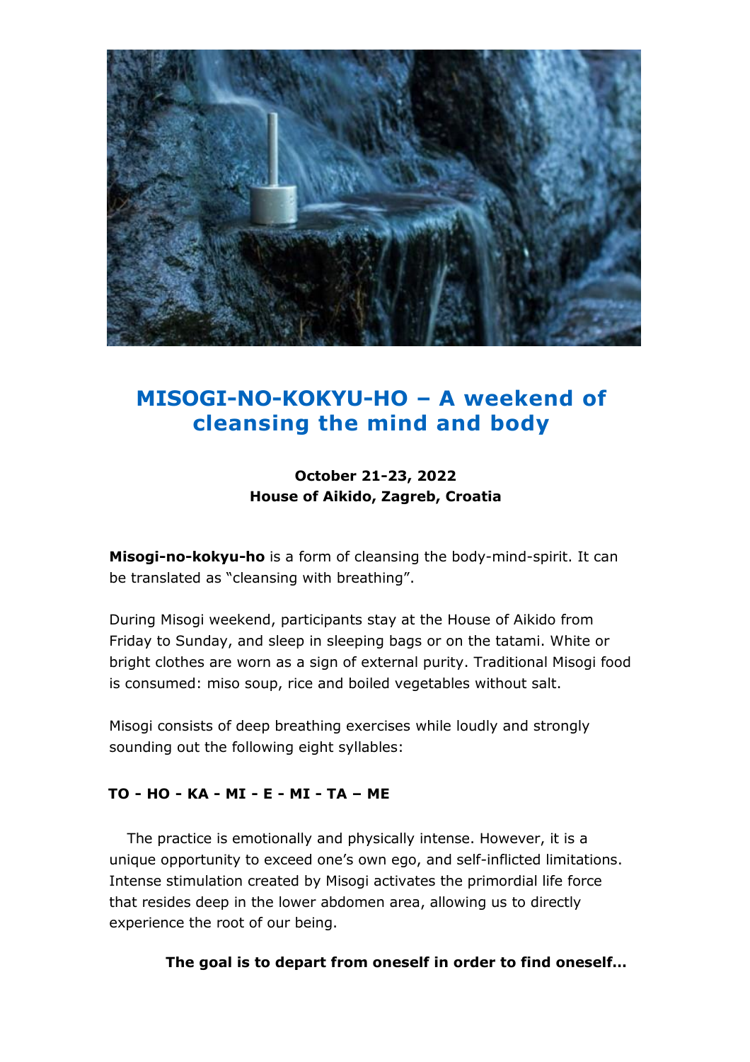# MISOGI-NO-KOKYU-HO – A weekend of cleansing the mind and body

**October 21-23, 2022**
**House of Aikido, Zagreb, Croatia**

**Misogi-no-kokyu-ho** is a form of cleansing the body-mind-spirit. It can be translated as "cleansing with breathing".

During Misogi weekend, participants stay at the House of Aikido from Friday to Sunday, and sleep in sleeping bags or on the tatami. White or bright clothes are worn as a sign of external purity. Traditional Misogi food is consumed: miso soup, rice and boiled vegetables without salt.

Misogi consists of deep breathing exercises while loudly and strongly sounding out the following eight syllables:

**TO - HO - KA - MI - E - MI - TA – ME**

The practice is emotionally and physically intense. However, it is a unique opportunity to exceed one's own ego, and self-inflicted limitations. Intense stimulation created by Misogi activates the primordial life force that resides deep in the lower abdomen area, allowing us to directly experience the root of our being.

**The goal is to depart from oneself in order to find oneself…**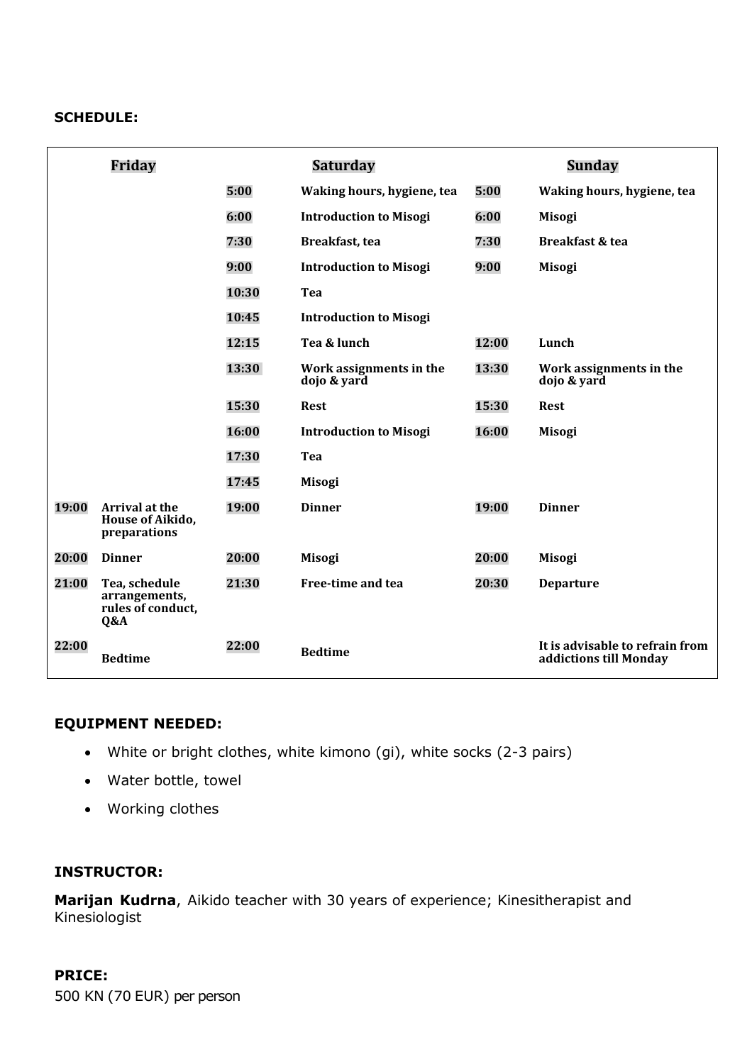**SCHEDULE:**

| Friday | | Saturday | | Sunday | |
|---|---|---|---|---|---|
| | | 5:00 | Waking hours, hygiene, tea | 5:00 | Waking hours, hygiene, tea |
| | | 6:00 | Introduction to Misogi | 6:00 | Misogi |
| | | 7:30 | Breakfast, tea | 7:30 | Breakfast & tea |
| | | 9:00 | Introduction to Misogi | 9:00 | Misogi |
| | | 10:30 | Tea | | |
| | | 10:45 | Introduction to Misogi | | |
| | | 12:15 | Tea & lunch | 12:00 | Lunch |
| | | 13:30 | Work assignments in the dojo & yard | 13:30 | Work assignments in the dojo & yard |
| | | 15:30 | Rest | 15:30 | Rest |
| | | 16:00 | Introduction to Misogi | 16:00 | Misogi |
| | | 17:30 | Tea | | |
| | | 17:45 | Misogi | | |
| 19:00 | Arrival at the House of Aikido, preparations | 19:00 | Dinner | 19:00 | Dinner |
| 20:00 | Dinner | 20:00 | Misogi | 20:00 | Misogi |
| 21:00 | Tea, schedule arrangements, rules of conduct, Q&A | 21:30 | Free-time and tea | 20:30 | Departure |
| 22:00 | Bedtime | 22:00 | Bedtime | | It is advisable to refrain from addictions till Monday |

**EQUIPMENT NEEDED:**

- White or bright clothes, white kimono (gi), white socks (2-3 pairs)
- Water bottle, towel
- Working clothes

**INSTRUCTOR:**

**Marijan Kudrna**, Aikido teacher with 30 years of experience; Kinesitherapist and Kinesiologist

**PRICE:**

500 KN (70 EUR) per person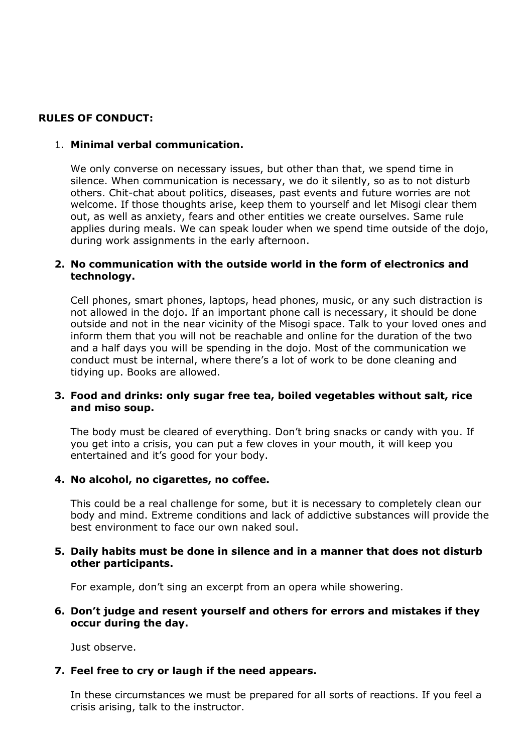**RULES OF CONDUCT:**

1. **Minimal verbal communication.**

   We only converse on necessary issues, but other than that, we spend time in silence. When communication is necessary, we do it silently, so as to not disturb others. Chit-chat about politics, diseases, past events and future worries are not welcome. If those thoughts arise, keep them to yourself and let Misogi clear them out, as well as anxiety, fears and other entities we create ourselves. Same rule applies during meals. We can speak louder when we spend time outside of the dojo, during work assignments in the early afternoon.

2. **No communication with the outside world in the form of electronics and technology.**

   Cell phones, smart phones, laptops, head phones, music, or any such distraction is not allowed in the dojo. If an important phone call is necessary, it should be done outside and not in the near vicinity of the Misogi space. Talk to your loved ones and inform them that you will not be reachable and online for the duration of the two and a half days you will be spending in the dojo. Most of the communication we conduct must be internal, where there's a lot of work to be done cleaning and tidying up. Books are allowed.

3. **Food and drinks: only sugar free tea, boiled vegetables without salt, rice and miso soup.**

   The body must be cleared of everything. Don't bring snacks or candy with you. If you get into a crisis, you can put a few cloves in your mouth, it will keep you entertained and it's good for your body.

4. **No alcohol, no cigarettes, no coffee.**

   This could be a real challenge for some, but it is necessary to completely clean our body and mind. Extreme conditions and lack of addictive substances will provide the best environment to face our own naked soul.

5. **Daily habits must be done in silence and in a manner that does not disturb other participants.**

   For example, don't sing an excerpt from an opera while showering.

6. **Don't judge and resent yourself and others for errors and mistakes if they occur during the day.**

   Just observe.

7. **Feel free to cry or laugh if the need appears.**

   In these circumstances we must be prepared for all sorts of reactions. If you feel a crisis arising, talk to the instructor.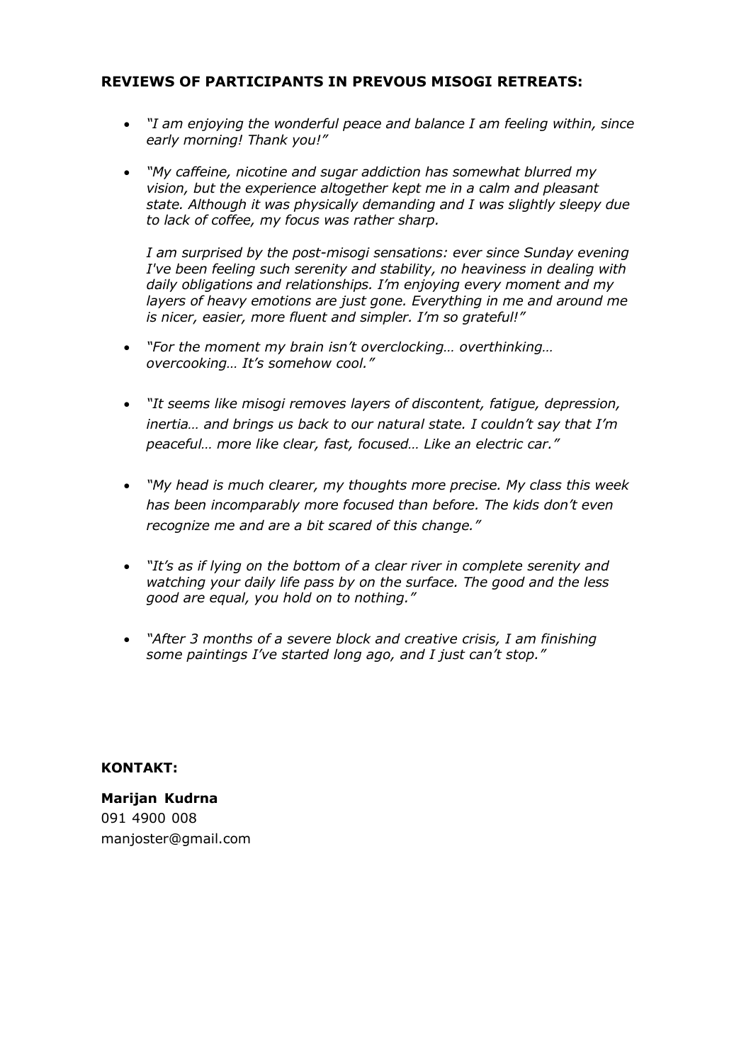**REVIEWS OF PARTICIPANTS IN PREVOUS MISOGI RETREATS:**

- *"I am enjoying the wonderful peace and balance I am feeling within, since early morning! Thank you!"*

- *"My caffeine, nicotine and sugar addiction has somewhat blurred my vision, but the experience altogether kept me in a calm and pleasant state. Although it was physically demanding and I was slightly sleepy due to lack of coffee, my focus was rather sharp.*

  *I am surprised by the post-misogi sensations: ever since Sunday evening I've been feeling such serenity and stability, no heaviness in dealing with daily obligations and relationships. I'm enjoying every moment and my layers of heavy emotions are just gone. Everything in me and around me is nicer, easier, more fluent and simpler. I'm so grateful!"*

- *"For the moment my brain isn't overclocking… overthinking… overcooking… It's somehow cool."*

- *"It seems like misogi removes layers of discontent, fatigue, depression, inertia… and brings us back to our natural state. I couldn't say that I'm peaceful… more like clear, fast, focused… Like an electric car."*

- *"My head is much clearer, my thoughts more precise. My class this week has been incomparably more focused than before. The kids don't even recognize me and are a bit scared of this change."*

- *"It's as if lying on the bottom of a clear river in complete serenity and watching your daily life pass by on the surface. The good and the less good are equal, you hold on to nothing."*

- *"After 3 months of a severe block and creative crisis, I am finishing some paintings I've started long ago, and I just can't stop."*

**KONTAKT:**

**Marijan Kudrna**
091 4900 008
manjoster@gmail.com